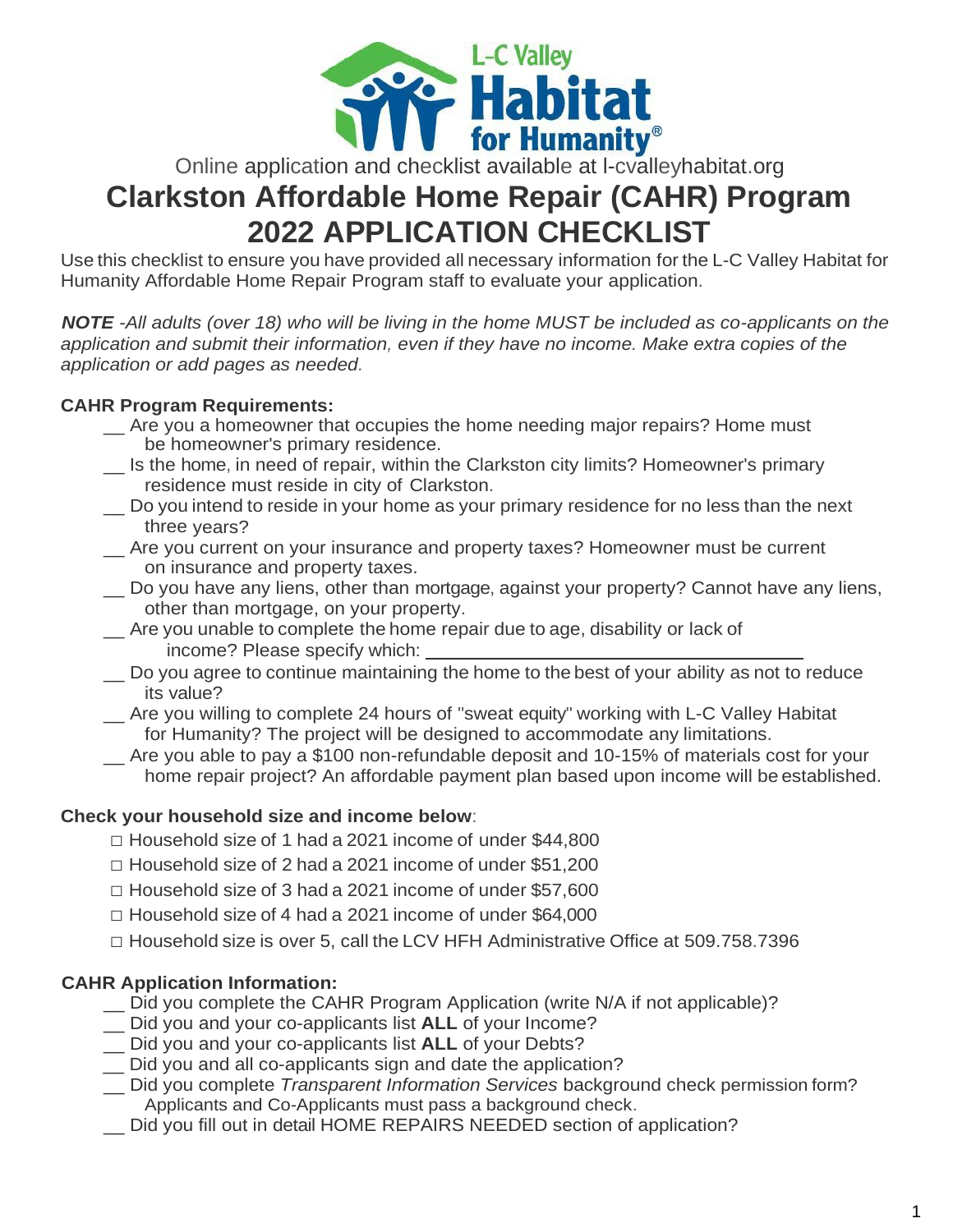Online application and checklist available at l-cvalleyhabitat.org

# Clarkston Affordable Home Repair (CAHR) Program
# 2022 APPLICATION CHECKLIST

Use this checklist to ensure you have provided all necessary information for the L-C Valley Habitat for Humanity Affordable Home Repair Program staff to evaluate your application.

***NOTE*** *-All adults (over 18) who will be living in the home MUST be included as co-applicants on the application and submit their information, even if they have no income. Make extra copies of the application or add pages as needed.*

**CAHR Program Requirements:**

- __ Are you a homeowner that occupies the home needing major repairs? Home must be homeowner's primary residence.
- __ Is the home, in need of repair, within the Clarkston city limits? Homeowner's primary residence must reside in city of Clarkston.
- __ Do you intend to reside in your home as your primary residence for no less than the next three years?
- __ Are you current on your insurance and property taxes? Homeowner must be current on insurance and property taxes.
- __ Do you have any liens, other than mortgage, against your property? Cannot have any liens, other than mortgage, on your property.
- __ Are you unable to complete the home repair due to age, disability or lack of income? Please specify which: ______________________________
- __ Do you agree to continue maintaining the home to the best of your ability as not to reduce its value?
- __ Are you willing to complete 24 hours of "sweat equity" working with L-C Valley Habitat for Humanity? The project will be designed to accommodate any limitations.
- __ Are you able to pay a $100 non-refundable deposit and 10-15% of materials cost for your home repair project? An affordable payment plan based upon income will be established.

**Check your household size and income below**:

- □ Household size of 1 had a 2021 income of under $44,800
- □ Household size of 2 had a 2021 income of under $51,200
- □ Household size of 3 had a 2021 income of under $57,600
- □ Household size of 4 had a 2021 income of under $64,000
- □ Household size is over 5, call the LCV HFH Administrative Office at 509.758.7396

**CAHR Application Information:**

- __ Did you complete the CAHR Program Application (write N/A if not applicable)?
- __ Did you and your co-applicants list **ALL** of your Income?
- __ Did you and your co-applicants list **ALL** of your Debts?
- __ Did you and all co-applicants sign and date the application?
- __ Did you complete *Transparent Information Services* background check permission form? Applicants and Co-Applicants must pass a background check.
- __ Did you fill out in detail HOME REPAIRS NEEDED section of application?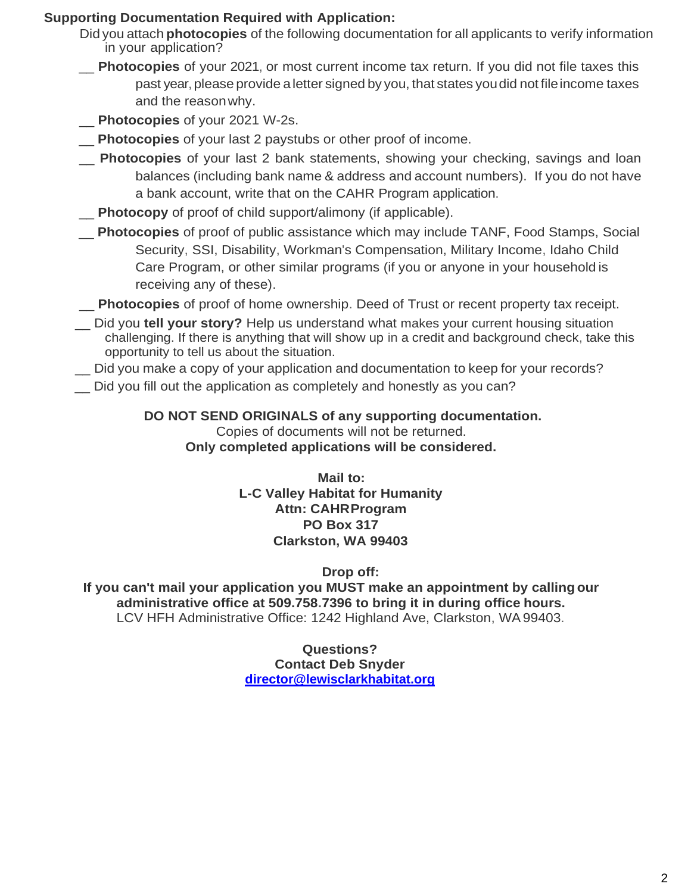**Supporting Documentation Required with Application:**

Did you attach **photocopies** of the following documentation for all applicants to verify information in your application?

__ **Photocopies** of your 2021, or most current income tax return. If you did not file taxes this past year, please provide a letter signed by you, that states you did not file income taxes and the reason why.

__ **Photocopies** of your 2021 W-2s.

__ **Photocopies** of your last 2 paystubs or other proof of income.

__ **Photocopies** of your last 2 bank statements, showing your checking, savings and loan balances (including bank name & address and account numbers). If you do not have a bank account, write that on the CAHR Program application.

__ **Photocopy** of proof of child support/alimony (if applicable).

__ **Photocopies** of proof of public assistance which may include TANF, Food Stamps, Social Security, SSI, Disability, Workman's Compensation, Military Income, Idaho Child Care Program, or other similar programs (if you or anyone in your household is receiving any of these).

__ **Photocopies** of proof of home ownership. Deed of Trust or recent property tax receipt.

__ Did you **tell your story?** Help us understand what makes your current housing situation challenging. If there is anything that will show up in a credit and background check, take this opportunity to tell us about the situation.

__ Did you make a copy of your application and documentation to keep for your records?

__ Did you fill out the application as completely and honestly as you can?

**DO NOT SEND ORIGINALS of any supporting documentation.**
Copies of documents will not be returned.
**Only completed applications will be considered.**

**Mail to:**
**L-C Valley Habitat for Humanity**
**Attn: CAHR Program**
**PO Box 317**
**Clarkston, WA 99403**

**Drop off:**
**If you can't mail your application you MUST make an appointment by calling our administrative office at 509.758.7396 to bring it in during office hours.**
LCV HFH Administrative Office: 1242 Highland Ave, Clarkston, WA 99403.

**Questions?**
**Contact Deb Snyder**
**director@lewisclarkhabitat.org**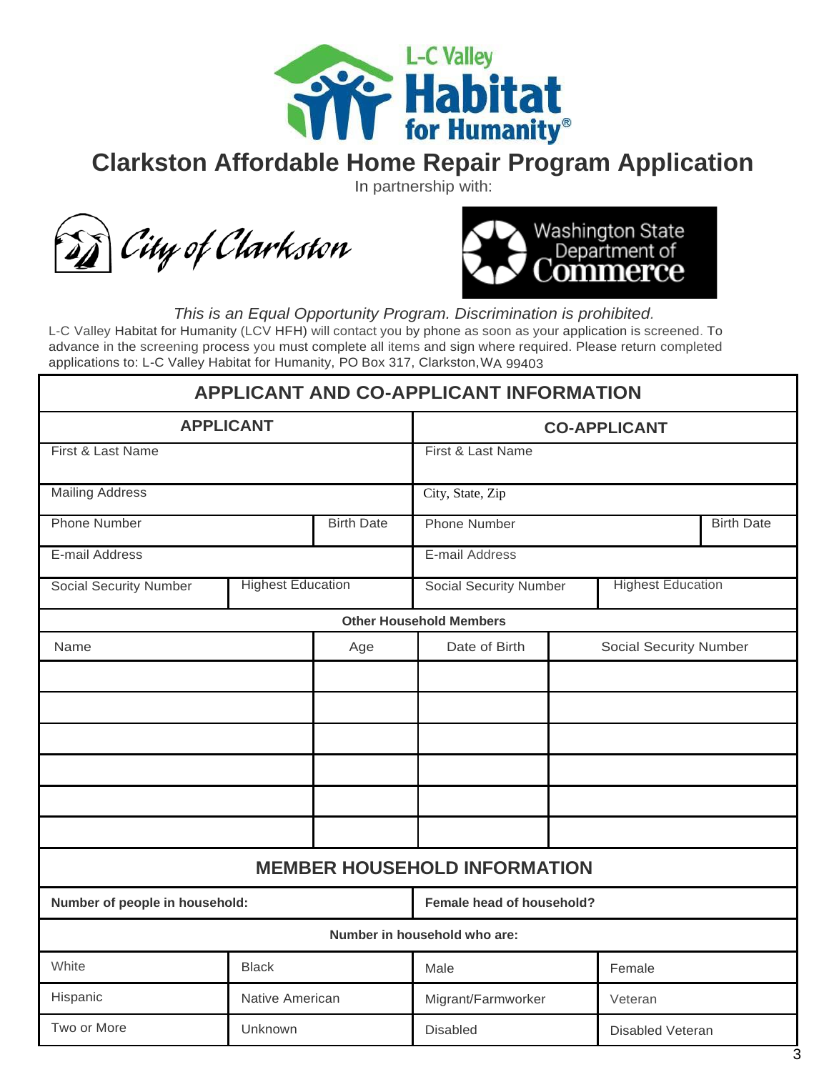# Clarkston Affordable Home Repair Program Application

In partnership with:

City of Clarkston

Washington State Department of Commerce

*This is an Equal Opportunity Program. Discrimination is prohibited.*

L-C Valley Habitat for Humanity (LCV HFH) will contact you by phone as soon as your application is screened. To advance in the screening process you must complete all items and sign where required. Please return completed applications to: L-C Valley Habitat for Humanity, PO Box 317, Clarkston, WA 99403

## APPLICANT AND CO-APPLICANT INFORMATION

| APPLICANT | | CO-APPLICANT | |
|---|---|---|---|
| First & Last Name | | First & Last Name | |
| Mailing Address | | City, State, Zip | |
| Phone Number | Birth Date | Phone Number | Birth Date |
| E-mail Address | | E-mail Address | |
| Social Security Number | Highest Education | Social Security Number | Highest Education |

**Other Household Members**

| Name | Age | Date of Birth | Social Security Number |
|---|---|---|---|
| | | | |
| | | | |
| | | | |
| | | | |
| | | | |
| | | | |

## MEMBER HOUSEHOLD INFORMATION

| **Number of people in household:** | | **Female head of household?** | |
|---|---|---|---|
| **Number in household who are:** | | | |
| White | Black | Male | Female |
| Hispanic | Native American | Migrant/Farmworker | Veteran |
| Two or More | Unknown | Disabled | Disabled Veteran |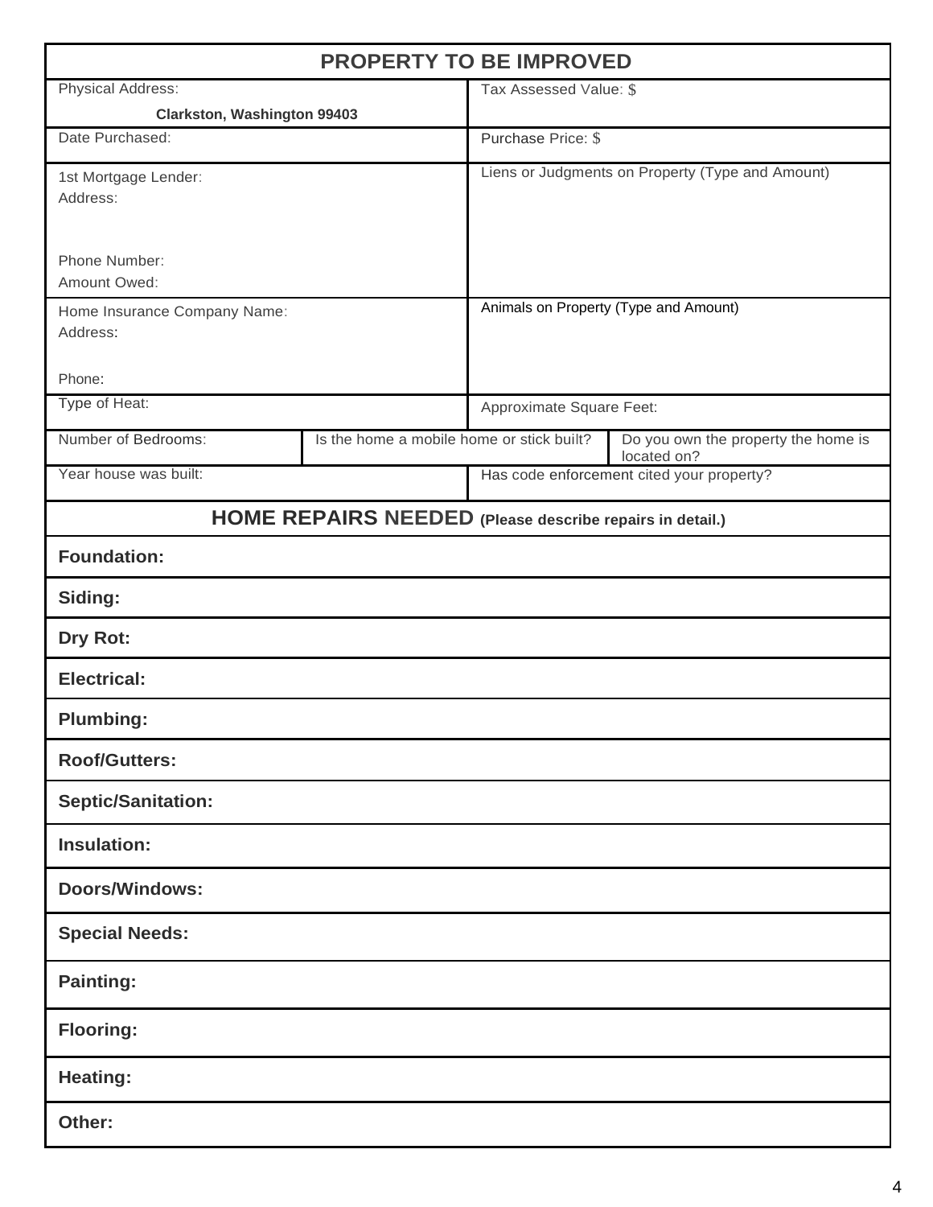## PROPERTY TO BE IMPROVED

| | | | |
|---|---|---|---|
| Physical Address:<br>Clarkston, Washington 99403 | | Tax Assessed Value: $ | |
| Date Purchased: | | Purchase Price: $ | |
| 1st Mortgage Lender:<br>Address:<br><br>Phone Number:<br>Amount Owed: | | Liens or Judgments on Property (Type and Amount) | |
| Home Insurance Company Name:<br>Address:<br><br>Phone: | | Animals on Property (Type and Amount) | |
| Type of Heat: | | Approximate Square Feet: | |
| Number of Bedrooms: | Is the home a mobile home or stick built? | | Do you own the property the home is located on? |
| Year house was built: | | Has code enforcement cited your property? | |

## HOME REPAIRS NEEDED (Please describe repairs in detail.)

| |
|---|
| **Foundation:** |
| **Siding:** |
| **Dry Rot:** |
| **Electrical:** |
| **Plumbing:** |
| **Roof/Gutters:** |
| **Septic/Sanitation:** |
| **Insulation:** |
| **Doors/Windows:** |
| **Special Needs:** |
| **Painting:** |
| **Flooring:** |
| **Heating:** |
| **Other:** |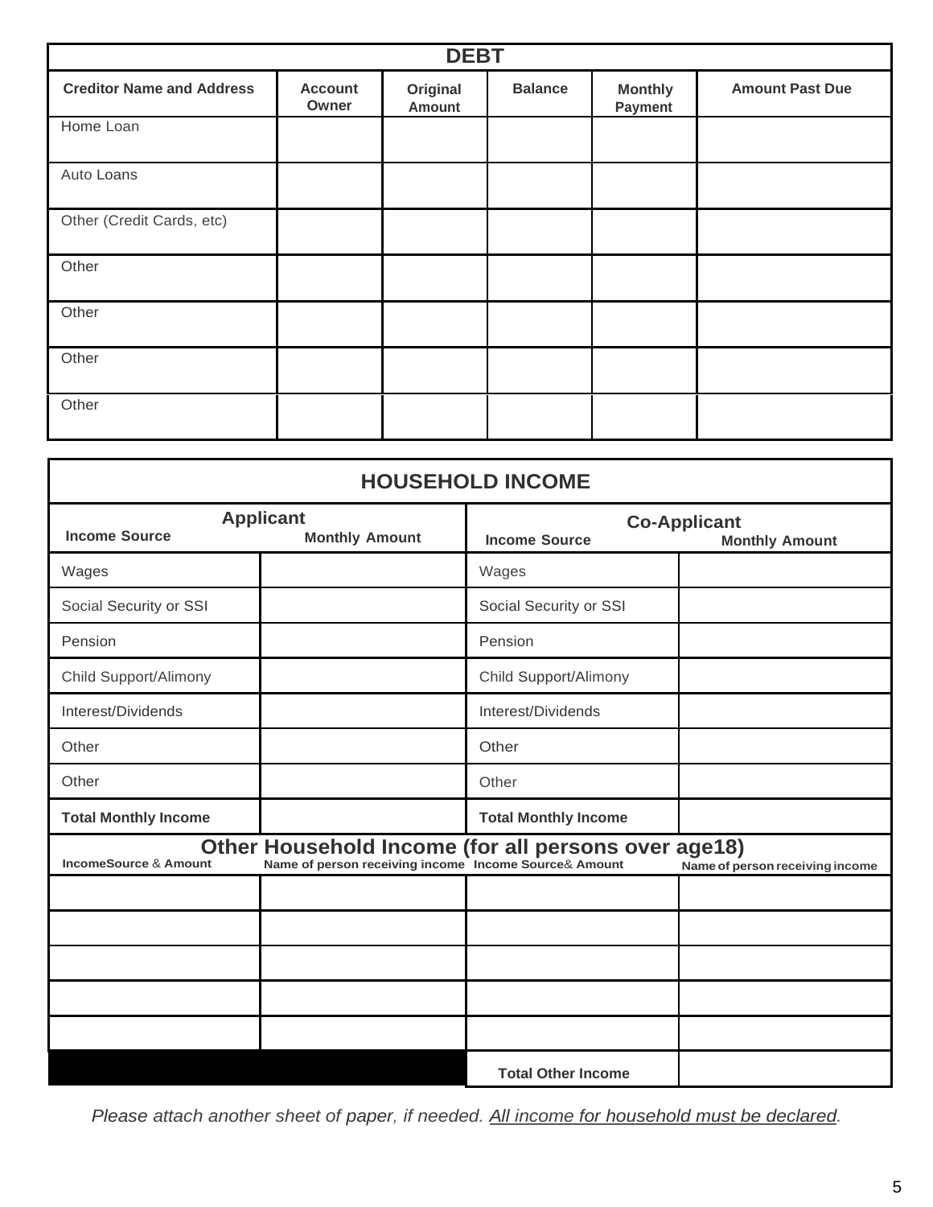## DEBT

| Creditor Name and Address | Account Owner | Original Amount | Balance | Monthly Payment | Amount Past Due |
|---|---|---|---|---|---|
| Home Loan | | | | | |
| Auto Loans | | | | | |
| Other (Credit Cards, etc) | | | | | |
| Other | | | | | |
| Other | | | | | |
| Other | | | | | |
| Other | | | | | |

## HOUSEHOLD INCOME

| Applicant | | Co-Applicant | |
|---|---|---|---|
| **Income Source** | **Monthly Amount** | **Income Source** | **Monthly Amount** |
| Wages | | Wages | |
| Social Security or SSI | | Social Security or SSI | |
| Pension | | Pension | |
| Child Support/Alimony | | Child Support/Alimony | |
| Interest/Dividends | | Interest/Dividends | |
| Other | | Other | |
| Other | | Other | |
| **Total Monthly Income** | | **Total Monthly Income** | |

### Other Household Income (for all persons over age18)

| IncomeSource & Amount | Name of person receiving income | Income Source& Amount | Name of person receiving income |
|---|---|---|---|
| | | | |
| | | | |
| | | | |
| | | | |
| | | | |
| | | **Total Other Income** | |

*Please attach another sheet of paper, if needed. All income for household must be declared.*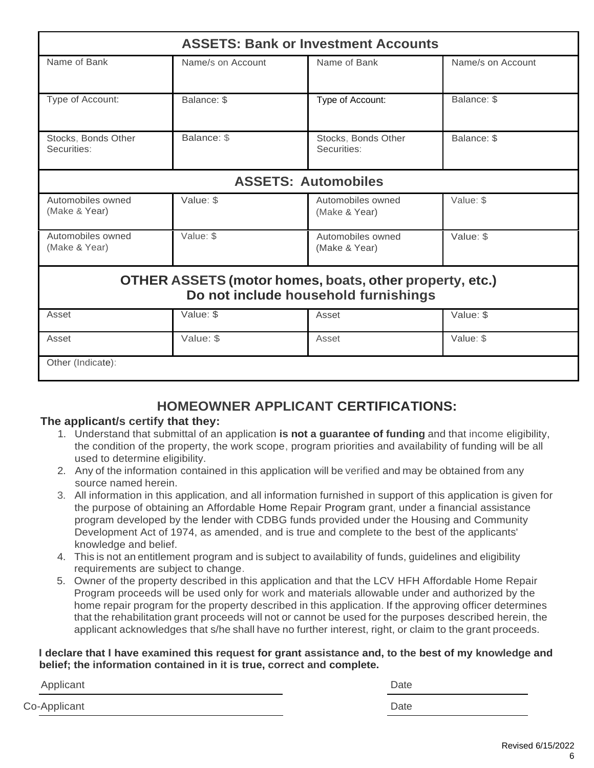| **ASSETS: Bank or Investment Accounts** | | | |
|---|---|---|---|
| Name of Bank | Name/s on Account | Name of Bank | Name/s on Account |
| Type of Account: | Balance: $ | Type of Account: | Balance: $ |
| Stocks, Bonds Other Securities: | Balance: $ | Stocks, Bonds Other Securities: | Balance: $ |
| **ASSETS: Automobiles** | | | |
| Automobiles owned (Make & Year) | Value: $ | Automobiles owned (Make & Year) | Value: $ |
| Automobiles owned (Make & Year) | Value: $ | Automobiles owned (Make & Year) | Value: $ |
| **OTHER ASSETS (motor homes, boats, other property, etc.) Do not include household furnishings** | | | |
| Asset | Value: $ | Asset | Value: $ |
| Asset | Value: $ | Asset | Value: $ |
| Other (Indicate): | | | |

## HOMEOWNER APPLICANT CERTIFICATIONS:

**The applicant/s certify that they:**

1. Understand that submittal of an application **is not a guarantee of funding** and that income eligibility, the condition of the property, the work scope, program priorities and availability of funding will be all used to determine eligibility.
2. Any of the information contained in this application will be verified and may be obtained from any source named herein.
3. All information in this application, and all information furnished in support of this application is given for the purpose of obtaining an Affordable Home Repair Program grant, under a financial assistance program developed by the lender with CDBG funds provided under the Housing and Community Development Act of 1974, as amended, and is true and complete to the best of the applicants' knowledge and belief.
4. This is not an entitlement program and is subject to availability of funds, guidelines and eligibility requirements are subject to change.
5. Owner of the property described in this application and that the LCV HFH Affordable Home Repair Program proceeds will be used only for work and materials allowable under and authorized by the home repair program for the property described in this application. If the approving officer determines that the rehabilitation grant proceeds will not or cannot be used for the purposes described herein, the applicant acknowledges that s/he shall have no further interest, right, or claim to the grant proceeds.

**I declare that I have examined this request for grant assistance and, to the best of my knowledge and belief; the information contained in it is true, correct and complete.**

Applicant ______________________________ Date ______________

Co-Applicant ______________________________ Date ______________

Revised 6/15/2022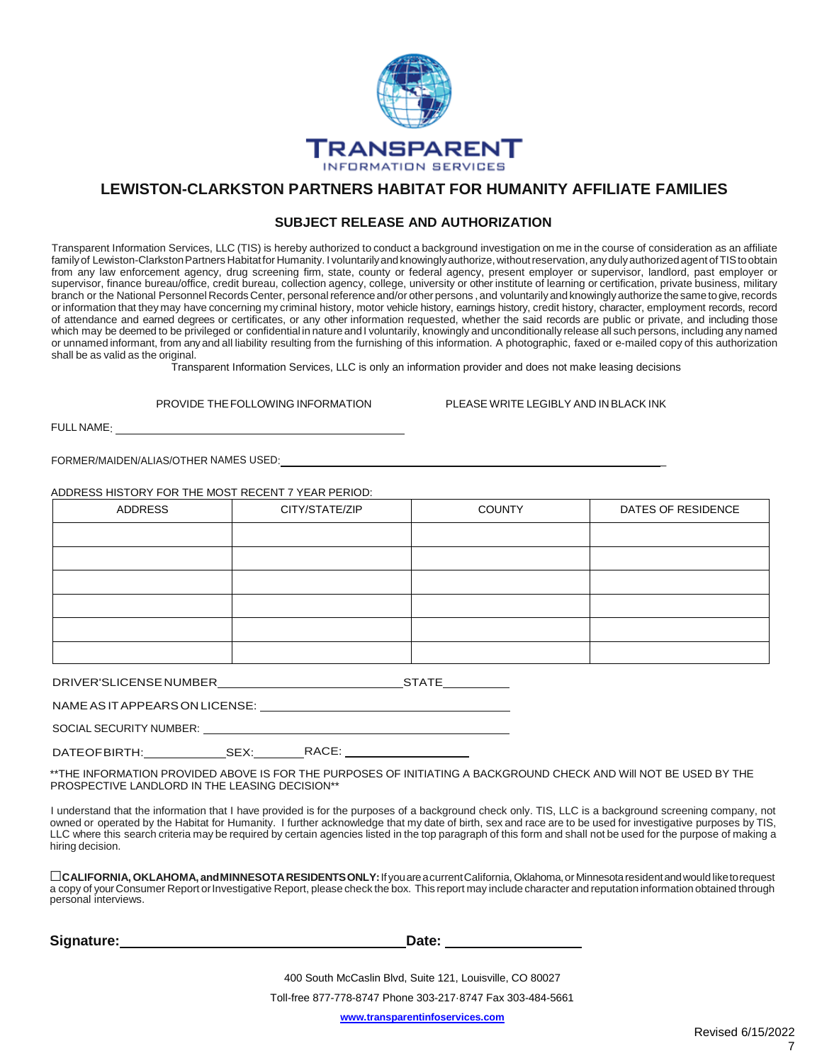TRANSPARENT
INFORMATION SERVICES

# LEWISTON-CLARKSTON PARTNERS HABITAT FOR HUMANITY AFFILIATE FAMILIES

## SUBJECT RELEASE AND AUTHORIZATION

Transparent Information Services, LLC (TIS) is hereby authorized to conduct a background investigation on me in the course of consideration as an affiliate family of Lewiston-Clarkston Partners Habitat for Humanity. I voluntarily and knowingly authorize, without reservation, any duly authorized agent of TIS to obtain from any law enforcement agency, drug screening firm, state, county or federal agency, present employer or supervisor, landlord, past employer or supervisor, finance bureau/office, credit bureau, collection agency, college, university or other institute of learning or certification, private business, military branch or the National Personnel Records Center, personal reference and/or other persons , and voluntarily and knowingly authorize the same to give, records or information that they may have concerning my criminal history, motor vehicle history, earnings history, credit history, character, employment records, record of attendance and earned degrees or certificates, or any other information requested, whether the said records are public or private, and including those which may be deemed to be privileged or confidential in nature and I voluntarily, knowingly and unconditionally release all such persons, including any named or unnamed informant, from any and all liability resulting from the furnishing of this information. A photographic, faxed or e-mailed copy of this authorization shall be as valid as the original.

Transparent Information Services, LLC is only an information provider and does not make leasing decisions

PROVIDE THE FOLLOWING INFORMATION PLEASE WRITE LEGIBLY AND IN BLACK INK

FULL NAME: ______________________________

FORMER/MAIDEN/ALIAS/OTHER NAMES USED: ______________________________

ADDRESS HISTORY FOR THE MOST RECENT 7 YEAR PERIOD:

| ADDRESS | CITY/STATE/ZIP | COUNTY | DATES OF RESIDENCE |
|---|---|---|---|
| | | | |
| | | | |
| | | | |
| | | | |
| | | | |
| | | | |

DRIVER'S LICENSE NUMBER ______________________________ STATE __________

NAME AS IT APPEARS ON LICENSE: ______________________________

SOCIAL SECURITY NUMBER: ______________________________

DATE OF BIRTH: __________ SEX: ________ RACE: __________

**THE INFORMATION PROVIDED ABOVE IS FOR THE PURPOSES OF INITIATING A BACKGROUND CHECK AND Will NOT BE USED BY THE PROSPECTIVE LANDLORD IN THE LEASING DECISION**

I understand that the information that I have provided is for the purposes of a background check only. TIS, LLC is a background screening company, not owned or operated by the Habitat for Humanity. I further acknowledge that my date of birth, sex and race are to be used for investigative purposes by TIS, LLC where this search criteria may be required by certain agencies listed in the top paragraph of this form and shall not be used for the purpose of making a hiring decision.

☐ **CALIFORNIA, OKLAHOMA, and MINNESOTA RESIDENTS ONLY:** If you are a current California, Oklahoma, or Minnesota resident and would like to request a copy of your Consumer Report or Investigative Report, please check the box. This report may include character and reputation information obtained through personal interviews.

**Signature:** ______________________________ **Date:** ______________

400 South McCaslin Blvd, Suite 121, Louisville, CO 80027

Toll-free 877-778-8747 Phone 303-217-8747 Fax 303-484-5661

www.transparentinfoservices.com

Revised 6/15/2022